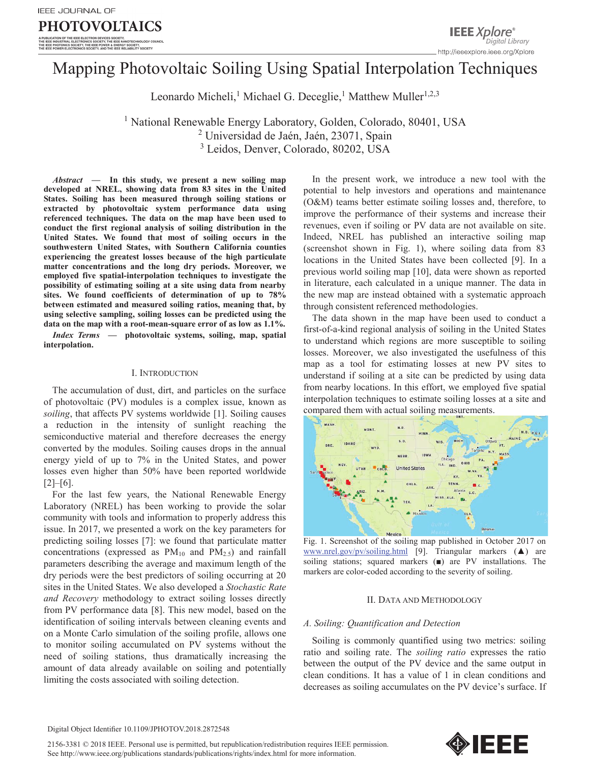# Mapping Photovoltaic Soiling Using Spatial Interpolation Techniques

Leonardo Micheli,[1] Michael G. Deceglie,[1] Matthew Muller[1,2,3]

[1] National Renewable Energy Laboratory, Golden, Colorado, 80401, USA
[2] Universidad de Jaén, Jaén, 23071, Spain
[3] Leidos, Denver, Colorado, 80202, USA

***Abstract* — In this study, we present a new soiling map developed at NREL, showing data from 83 sites in the United States. Soiling has been measured through soiling stations or extracted by photovoltaic system performance data using referenced techniques. The data on the map have been used to conduct the first regional analysis of soiling distribution in the United States. We found that most of soiling occurs in the southwestern United States, with Southern California counties experiencing the greatest losses because of the high particulate matter concentrations and the long dry periods. Moreover, we employed five spatial-interpolation techniques to investigate the possibility of estimating soiling at a site using data from nearby sites. We found coefficients of determination of up to 78% between estimated and measured soiling ratios, meaning that, by using selective sampling, soiling losses can be predicted using the data on the map with a root-mean-square error of as low as 1.1%.**

***Index Terms* — photovoltaic systems, soiling, map, spatial interpolation.**

## I. Introduction

The accumulation of dust, dirt, and particles on the surface of photovoltaic (PV) modules is a complex issue, known as *soiling*, that affects PV systems worldwide [1]. Soiling causes a reduction in the intensity of sunlight reaching the semiconductive material and therefore decreases the energy converted by the modules. Soiling causes drops in the annual energy yield of up to 7% in the United States, and power losses even higher than 50% have been reported worldwide [2]–[6].

For the last few years, the National Renewable Energy Laboratory (NREL) has been working to provide the solar community with tools and information to properly address this issue. In 2017, we presented a work on the key parameters for predicting soiling losses [7]: we found that particulate matter concentrations (expressed as $PM_{10}$ and $PM_{2.5}$) and rainfall parameters describing the average and maximum length of the dry periods were the best predictors of soiling occurring at 20 sites in the United States. We also developed a *Stochastic Rate and Recovery* methodology to extract soiling losses directly from PV performance data [8]. This new model, based on the identification of soiling intervals between cleaning events and on a Monte Carlo simulation of the soiling profile, allows one to monitor soiling accumulated on PV systems without the need of soiling stations, thus dramatically increasing the amount of data already available on soiling and potentially limiting the costs associated with soiling detection.

In the present work, we introduce a new tool with the potential to help investors and operations and maintenance (O&M) teams better estimate soiling losses and, therefore, to improve the performance of their systems and increase their revenues, even if soiling or PV data are not available on site. Indeed, NREL has published an interactive soiling map (screenshot shown in Fig. 1), where soiling data from 83 locations in the United States have been collected [9]. In a previous world soiling map [10], data were shown as reported in literature, each calculated in a unique manner. The data in the new map are instead obtained with a systematic approach through consistent referenced methodologies.

The data shown in the map have been used to conduct a first-of-a-kind regional analysis of soiling in the United States to understand which regions are more susceptible to soiling losses. Moreover, we also investigated the usefulness of this map as a tool for estimating losses at new PV sites to understand if soiling at a site can be predicted by using data from nearby locations. In this effort, we employed five spatial interpolation techniques to estimate soiling losses at a site and compared them with actual soiling measurements.

Fig. 1. Screenshot of the soiling map published in October 2017 on www.nrel.gov/pv/soiling.html [9]. Triangular markers (▲) are soiling stations; squared markers (■) are PV installations. The markers are color-coded according to the severity of soiling.

## II. Data and Methodology

### A. Soiling: Quantification and Detection

Soiling is commonly quantified using two metrics: soiling ratio and soiling rate. The *soiling ratio* expresses the ratio between the output of the PV device and the same output in clean conditions. It has a value of 1 in clean conditions and decreases as soiling accumulates on the PV device's surface. If

Digital Object Identifier 10.1109/JPHOTOV.2018.2872548

2156-3381 © 2018 IEEE. Personal use is permitted, but republication/redistribution requires IEEE permission. See http://www.ieee.org/publications standards/publications/rights/index.html for more information.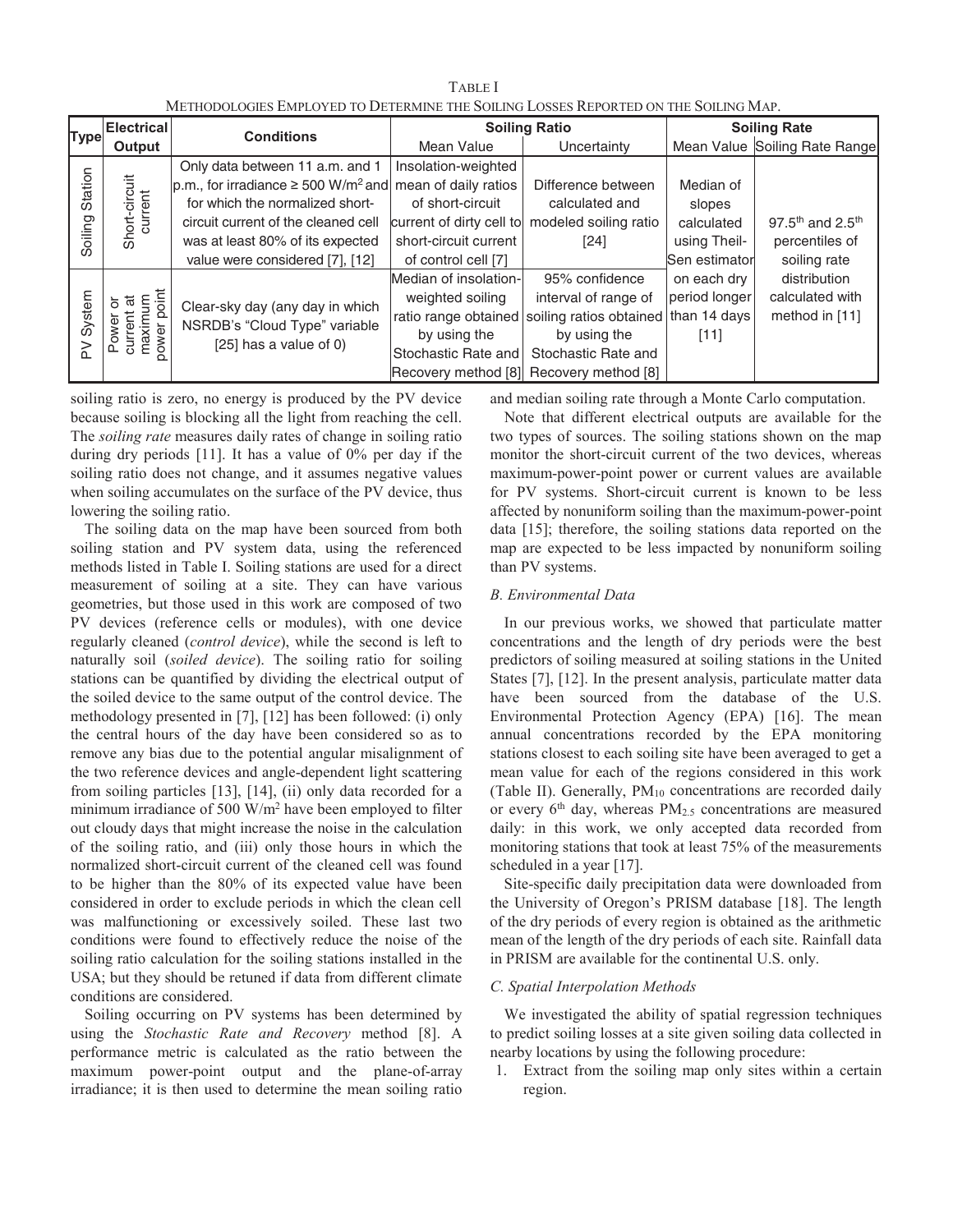TABLE I
METHODOLOGIES EMPLOYED TO DETERMINE THE SOILING LOSSES REPORTED ON THE SOILING MAP.

| Type | Electrical Output | Conditions | Soiling Ratio | | Soiling Rate | |
|---|---|---|---|---|---|---|
| | | | Mean Value | Uncertainty | Mean Value | Soiling Rate Range |
| Soiling Station | Short-circuit current | Only data between 11 a.m. and 1 p.m., for irradiance ≥ 500 W/m$^2$ and for which the normalized short-circuit current of the cleaned cell was at least 80% of its expected value were considered [7], [12] | Insolation-weighted mean of daily ratios of short-circuit current of dirty cell to short-circuit current of control cell [7] | Difference between calculated and modeled soiling ratio [24] | Median of slopes calculated using Theil-Sen estimator on each dry period longer than 14 days [11] | 97.5$^{th}$ and 2.5$^{th}$ percentiles of soiling rate distribution calculated with method in [11] |
| PV System | Power or current at maximum power point | Clear-sky day (any day in which NSRDB's "Cloud Type" variable [25] has a value of 0) | Median of insolation-weighted soiling ratio range obtained by using the Stochastic Rate and Recovery method [8] | 95% confidence interval of range of soiling ratios obtained by using the Stochastic Rate and Recovery method [8] | | |

soiling ratio is zero, no energy is produced by the PV device because soiling is blocking all the light from reaching the cell. The *soiling rate* measures daily rates of change in soiling ratio during dry periods [11]. It has a value of 0% per day if the soiling ratio does not change, and it assumes negative values when soiling accumulates on the surface of the PV device, thus lowering the soiling ratio.

The soiling data on the map have been sourced from both soiling station and PV system data, using the referenced methods listed in Table I. Soiling stations are used for a direct measurement of soiling at a site. They can have various geometries, but those used in this work are composed of two PV devices (reference cells or modules), with one device regularly cleaned (*control device*), while the second is left to naturally soil (*soiled device*). The soiling ratio for soiling stations can be quantified by dividing the electrical output of the soiled device to the same output of the control device. The methodology presented in [7], [12] has been followed: (i) only the central hours of the day have been considered so as to remove any bias due to the potential angular misalignment of the two reference devices and angle-dependent light scattering from soiling particles [13], [14], (ii) only data recorded for a minimum irradiance of 500 W/m$^2$ have been employed to filter out cloudy days that might increase the noise in the calculation of the soiling ratio, and (iii) only those hours in which the normalized short-circuit current of the cleaned cell was found to be higher than the 80% of its expected value have been considered in order to exclude periods in which the clean cell was malfunctioning or excessively soiled. These last two conditions were found to effectively reduce the noise of the soiling ratio calculation for the soiling stations installed in the USA; but they should be retuned if data from different climate conditions are considered.

Soiling occurring on PV systems has been determined by using the *Stochastic Rate and Recovery* method [8]. A performance metric is calculated as the ratio between the maximum power-point output and the plane-of-array irradiance; it is then used to determine the mean soiling ratio and median soiling rate through a Monte Carlo computation.

Note that different electrical outputs are available for the two types of sources. The soiling stations shown on the map monitor the short-circuit current of the two devices, whereas maximum-power-point power or current values are available for PV systems. Short-circuit current is known to be less affected by nonuniform soiling than the maximum-power-point data [15]; therefore, the soiling stations data reported on the map are expected to be less impacted by nonuniform soiling than PV systems.

### *B. Environmental Data*

In our previous works, we showed that particulate matter concentrations and the length of dry periods were the best predictors of soiling measured at soiling stations in the United States [7], [12]. In the present analysis, particulate matter data have been sourced from the database of the U.S. Environmental Protection Agency (EPA) [16]. The mean annual concentrations recorded by the EPA monitoring stations closest to each soiling site have been averaged to get a mean value for each of the regions considered in this work (Table II). Generally, $PM_{10}$ concentrations are recorded daily or every 6$^{th}$ day, whereas $PM_{2.5}$ concentrations are measured daily: in this work, we only accepted data recorded from monitoring stations that took at least 75% of the measurements scheduled in a year [17].

Site-specific daily precipitation data were downloaded from the University of Oregon's PRISM database [18]. The length of the dry periods of every region is obtained as the arithmetic mean of the length of the dry periods of each site. Rainfall data in PRISM are available for the continental U.S. only.

### *C. Spatial Interpolation Methods*

We investigated the ability of spatial regression techniques to predict soiling losses at a site given soiling data collected in nearby locations by using the following procedure:

1. Extract from the soiling map only sites within a certain region.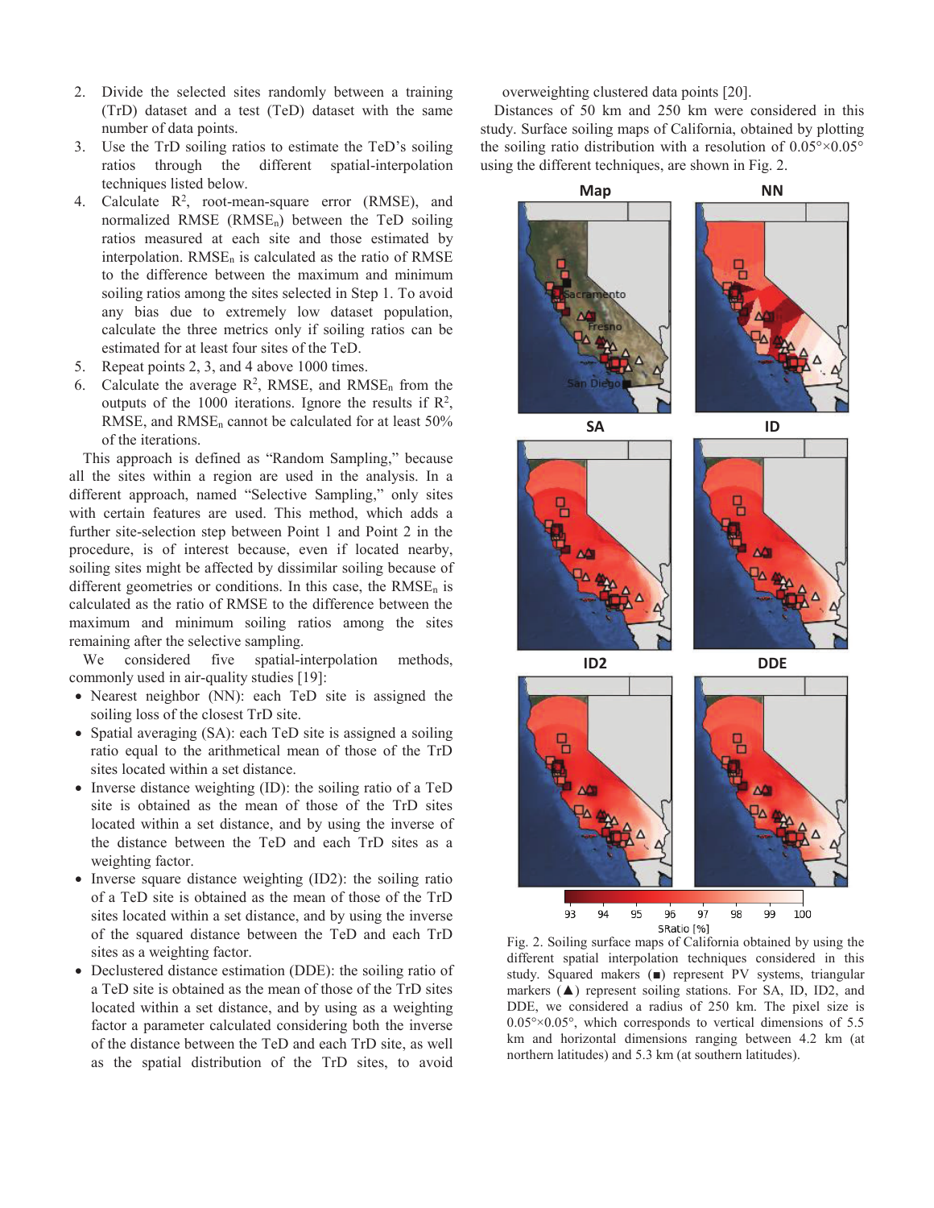2. Divide the selected sites randomly between a training (TrD) dataset and a test (TeD) dataset with the same number of data points.
3. Use the TrD soiling ratios to estimate the TeD's soiling ratios through the different spatial-interpolation techniques listed below.
4. Calculate $R^2$, root-mean-square error (RMSE), and normalized RMSE ($RMSE_n$) between the TeD soiling ratios measured at each site and those estimated by interpolation. $RMSE_n$ is calculated as the ratio of RMSE to the difference between the maximum and minimum soiling ratios among the sites selected in Step 1. To avoid any bias due to extremely low dataset population, calculate the three metrics only if soiling ratios can be estimated for at least four sites of the TeD.
5. Repeat points 2, 3, and 4 above 1000 times.
6. Calculate the average $R^2$, RMSE, and $RMSE_n$ from the outputs of the 1000 iterations. Ignore the results if $R^2$, RMSE, and $RMSE_n$ cannot be calculated for at least 50% of the iterations.

This approach is defined as "Random Sampling," because all the sites within a region are used in the analysis. In a different approach, named "Selective Sampling," only sites with certain features are used. This method, which adds a further site-selection step between Point 1 and Point 2 in the procedure, is of interest because, even if located nearby, soiling sites might be affected by dissimilar soiling because of different geometries or conditions. In this case, the $RMSE_n$ is calculated as the ratio of RMSE to the difference between the maximum and minimum soiling ratios among the sites remaining after the selective sampling.

We considered five spatial-interpolation methods, commonly used in air-quality studies [19]:

- Nearest neighbor (NN): each TeD site is assigned the soiling loss of the closest TrD site.
- Spatial averaging (SA): each TeD site is assigned a soiling ratio equal to the arithmetical mean of those of the TrD sites located within a set distance.
- Inverse distance weighting (ID): the soiling ratio of a TeD site is obtained as the mean of those of the TrD sites located within a set distance, and by using the inverse of the distance between the TeD and each TrD sites as a weighting factor.
- Inverse square distance weighting (ID2): the soiling ratio of a TeD site is obtained as the mean of those of the TrD sites located within a set distance, and by using the inverse of the squared distance between the TeD and each TrD sites as a weighting factor.
- Declustered distance estimation (DDE): the soiling ratio of a TeD site is obtained as the mean of those of the TrD sites located within a set distance, and by using as a weighting factor a parameter calculated considering both the inverse of the distance between the TeD and each TrD site, as well as the spatial distribution of the TrD sites, to avoid overweighting clustered data points [20].

Distances of 50 km and 250 km were considered in this study. Surface soiling maps of California, obtained by plotting the soiling ratio distribution with a resolution of 0.05°×0.05° using the different techniques, are shown in Fig. 2.

Fig. 2. Soiling surface maps of California obtained by using the different spatial interpolation techniques considered in this study. Squared makers (■) represent PV systems, triangular markers (▲) represent soiling stations. For SA, ID, ID2, and DDE, we considered a radius of 250 km. The pixel size is 0.05°×0.05°, which corresponds to vertical dimensions of 5.5 km and horizontal dimensions ranging between 4.2 km (at northern latitudes) and 5.3 km (at southern latitudes).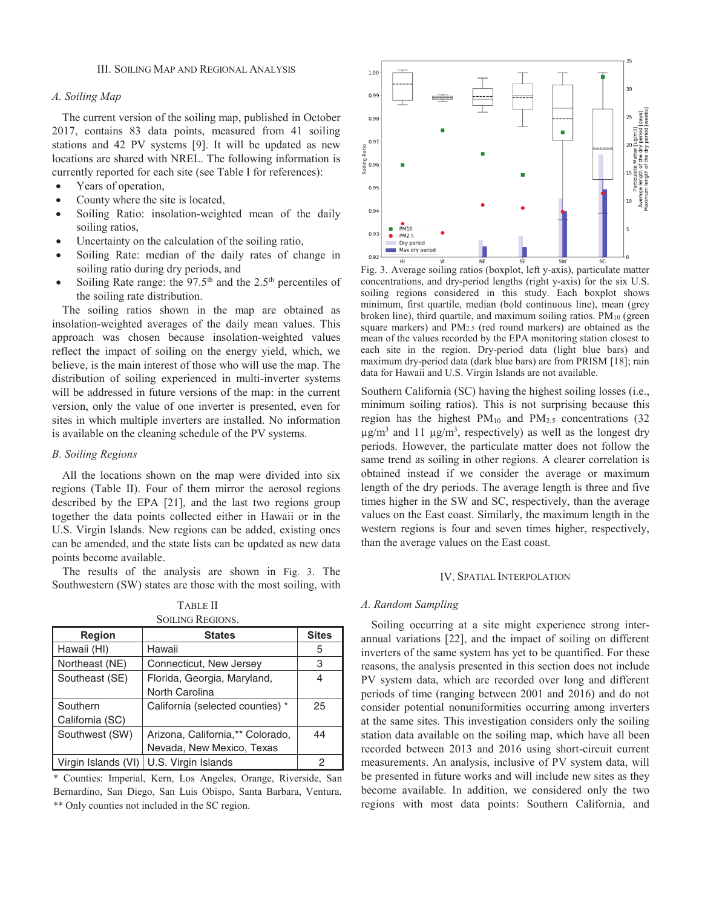## III. Soiling Map and Regional Analysis

### A. Soiling Map

The current version of the soiling map, published in October 2017, contains 83 data points, measured from 41 soiling stations and 42 PV systems [9]. It will be updated as new locations are shared with NREL. The following information is currently reported for each site (see Table I for references):

- Years of operation,
- County where the site is located,
- Soiling Ratio: insolation-weighted mean of the daily soiling ratios,
- Uncertainty on the calculation of the soiling ratio,
- Soiling Rate: median of the daily rates of change in soiling ratio during dry periods, and
- Soiling Rate range: the 97.5th and the 2.5th percentiles of the soiling rate distribution.

The soiling ratios shown in the map are obtained as insolation-weighted averages of the daily mean values. This approach was chosen because insolation-weighted values reflect the impact of soiling on the energy yield, which, we believe, is the main interest of those who will use the map. The distribution of soiling experienced in multi-inverter systems will be addressed in future versions of the map: in the current version, only the value of one inverter is presented, even for sites in which multiple inverters are installed. No information is available on the cleaning schedule of the PV systems.

### B. Soiling Regions

All the locations shown on the map were divided into six regions (Table II). Four of them mirror the aerosol regions described by the EPA [21], and the last two regions group together the data points collected either in Hawaii or in the U.S. Virgin Islands. New regions can be added, existing ones can be amended, and the state lists can be updated as new data points become available.

The results of the analysis are shown in Fig. 3. The Southwestern (SW) states are those with the most soiling, with Southern California (SC) having the highest soiling losses (i.e., minimum soiling ratios). This is not surprising because this region has the highest $PM_{10}$ and $PM_{2.5}$ concentrations (32 $\mu g/m^3$ and 11 $\mu g/m^3$, respectively) as well as the longest dry periods. However, the particulate matter does not follow the same trend as soiling in other regions. A clearer correlation is obtained instead if we consider the average or maximum length of the dry periods. The average length is three and five times higher in the SW and SC, respectively, than the average values on the East coast. Similarly, the maximum length in the western regions is four and seven times higher, respectively, than the average values on the East coast.

TABLE II
SOILING REGIONS.

| Region | States | Sites |
|---|---|---|
| Hawaii (HI) | Hawaii | 5 |
| Northeast (NE) | Connecticut, New Jersey | 3 |
| Southeast (SE) | Florida, Georgia, Maryland, North Carolina | 4 |
| Southern California (SC) | California (selected counties) * | 25 |
| Southwest (SW) | Arizona, California,** Colorado, Nevada, New Mexico, Texas | 44 |
| Virgin Islands (VI) | U.S. Virgin Islands | 2 |

\* Counties: Imperial, Kern, Los Angeles, Orange, Riverside, San Bernardino, San Diego, San Luis Obispo, Santa Barbara, Ventura.
\*\* Only counties not included in the SC region.

Fig. 3. Average soiling ratios (boxplot, left y-axis), particulate matter concentrations, and dry-period lengths (right y-axis) for the six U.S. soiling regions considered in this study. Each boxplot shows minimum, first quartile, median (bold continuous line), mean (grey broken line), third quartile, and maximum soiling ratios. $PM_{10}$ (green square markers) and $PM_{2.5}$ (red round markers) are obtained as the mean of the values recorded by the EPA monitoring station closest to each site in the region. Dry-period data (light blue bars) and maximum dry-period data (dark blue bars) are from PRISM [18]; rain data for Hawaii and U.S. Virgin Islands are not available.

## IV. Spatial Interpolation

### A. Random Sampling

Soiling occurring at a site might experience strong inter-annual variations [22], and the impact of soiling on different inverters of the same system has yet to be quantified. For these reasons, the analysis presented in this section does not include PV system data, which are recorded over long and different periods of time (ranging between 2001 and 2016) and do not consider potential nonuniformities occurring among inverters at the same sites. This investigation considers only the soiling station data available on the soiling map, which have all been recorded between 2013 and 2016 using short-circuit current measurements. An analysis, inclusive of PV system data, will be presented in future works and will include new sites as they become available. In addition, we considered only the two regions with most data points: Southern California, and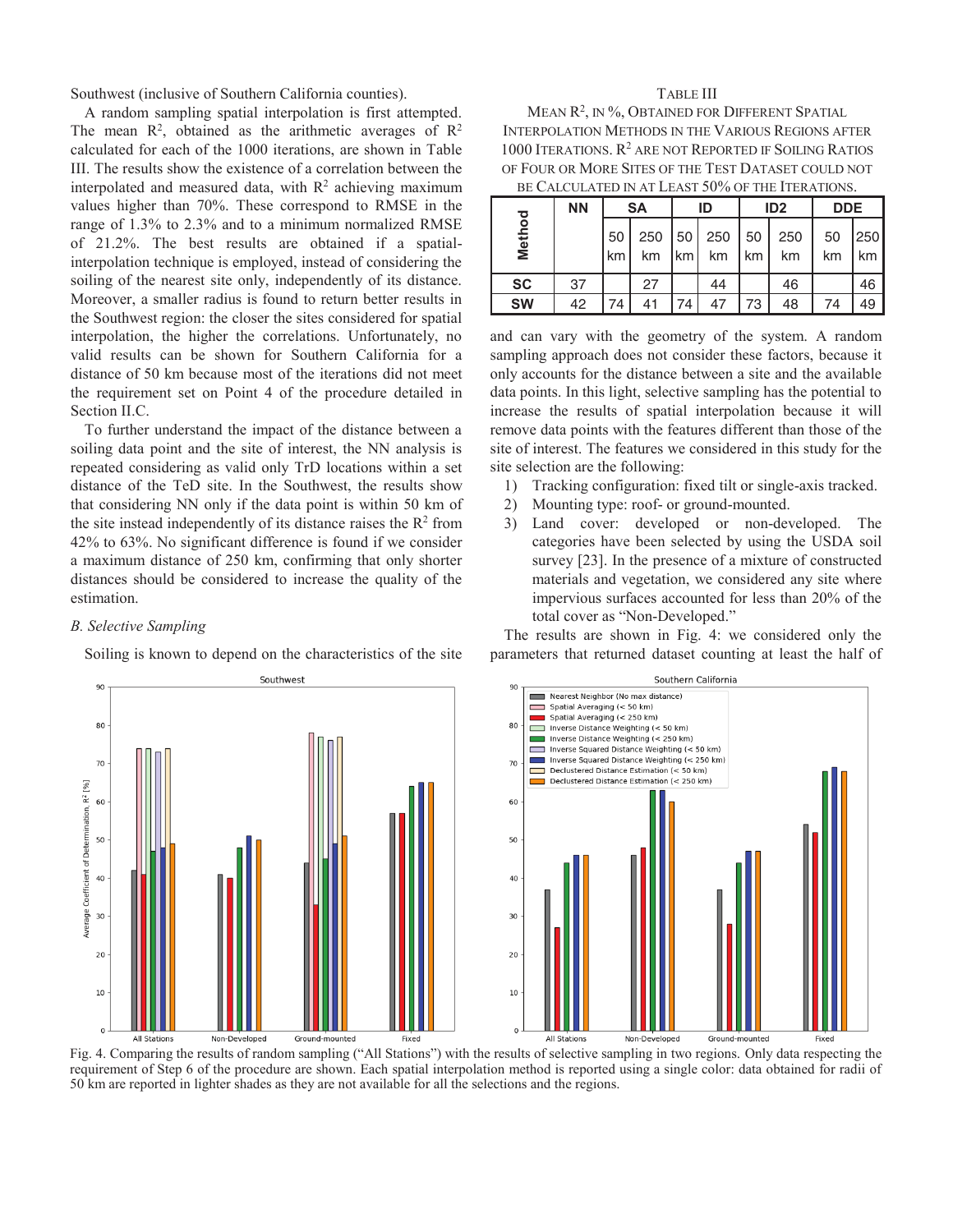Southwest (inclusive of Southern California counties).

A random sampling spatial interpolation is first attempted. The mean $R^2$, obtained as the arithmetic averages of $R^2$ calculated for each of the 1000 iterations, are shown in Table III. The results show the existence of a correlation between the interpolated and measured data, with $R^2$ achieving maximum values higher than 70%. These correspond to RMSE in the range of 1.3% to 2.3% and to a minimum normalized RMSE of 21.2%. The best results are obtained if a spatial-interpolation technique is employed, instead of considering the soiling of the nearest site only, independently of its distance. Moreover, a smaller radius is found to return better results in the Southwest region: the closer the sites considered for spatial interpolation, the higher the correlations. Unfortunately, no valid results can be shown for Southern California for a distance of 50 km because most of the iterations did not meet the requirement set on Point 4 of the procedure detailed in Section II.C.

To further understand the impact of the distance between a soiling data point and the site of interest, the NN analysis is repeated considering as valid only TrD locations within a set distance of the TeD site. In the Southwest, the results show that considering NN only if the data point is within 50 km of the site instead independently of its distance raises the $R^2$ from 42% to 63%. No significant difference is found if we consider a maximum distance of 250 km, confirming that only shorter distances should be considered to increase the quality of the estimation.

### B. Selective Sampling

Soiling is known to depend on the characteristics of the site and can vary with the geometry of the system. A random sampling approach does not consider these factors, because it only accounts for the distance between a site and the available data points. In this light, selective sampling has the potential to increase the results of spatial interpolation because it will remove data points with the features different than those of the site of interest. The features we considered in this study for the site selection are the following:

1) Tracking configuration: fixed tilt or single-axis tracked.
2) Mounting type: roof- or ground-mounted.
3) Land cover: developed or non-developed. The categories have been selected by using the USDA soil survey [23]. In the presence of a mixture of constructed materials and vegetation, we considered any site where impervious surfaces accounted for less than 20% of the total cover as "Non-Developed."

The results are shown in Fig. 4: we considered only the parameters that returned dataset counting at least the half of

TABLE III
MEAN $R^2$, IN %, OBTAINED FOR DIFFERENT SPATIAL INTERPOLATION METHODS IN THE VARIOUS REGIONS AFTER 1000 ITERATIONS. $R^2$ ARE NOT REPORTED IF SOILING RATIOS OF FOUR OR MORE SITES OF THE TEST DATASET COULD NOT BE CALCULATED IN AT LEAST 50% OF THE ITERATIONS.

| Method | NN | SA | | ID | | ID2 | | DDE | |
|---|---|---|---|---|---|---|---|---|---|
| | | 50 km | 250 km | 50 km | 250 km | 50 km | 250 km | 50 km | 250 km |
| SC | 37 | | 27 | | 44 | | 46 | | 46 |
| SW | 42 | 74 | 41 | 74 | 47 | 73 | 48 | 74 | 49 |

Fig. 4. Comparing the results of random sampling ("All Stations") with the results of selective sampling in two regions. Only data respecting the requirement of Step 6 of the procedure are shown. Each spatial interpolation method is reported using a single color: data obtained for radii of 50 km are reported in lighter shades as they are not available for all the selections and the regions.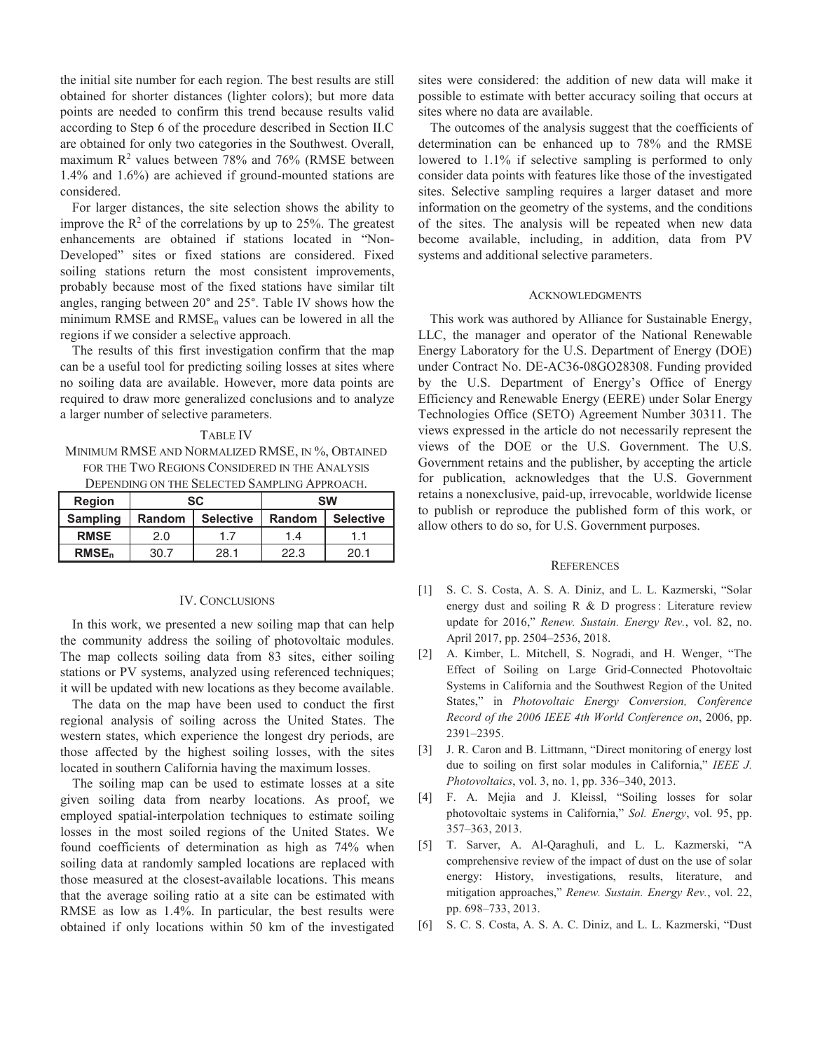the initial site number for each region. The best results are still obtained for shorter distances (lighter colors); but more data points are needed to confirm this trend because results valid according to Step 6 of the procedure described in Section II.C are obtained for only two categories in the Southwest. Overall, maximum $R^2$ values between 78% and 76% (RMSE between 1.4% and 1.6%) are achieved if ground-mounted stations are considered.

For larger distances, the site selection shows the ability to improve the $R^2$ of the correlations by up to 25%. The greatest enhancements are obtained if stations located in "Non-Developed" sites or fixed stations are considered. Fixed soiling stations return the most consistent improvements, probably because most of the fixed stations have similar tilt angles, ranging between 20° and 25°. Table IV shows how the minimum RMSE and $RMSE_n$ values can be lowered in all the regions if we consider a selective approach.

The results of this first investigation confirm that the map can be a useful tool for predicting soiling losses at sites where no soiling data are available. However, more data points are required to draw more generalized conclusions and to analyze a larger number of selective parameters.

TABLE IV
MINIMUM RMSE AND NORMALIZED RMSE, IN %, OBTAINED FOR THE TWO REGIONS CONSIDERED IN THE ANALYSIS DEPENDING ON THE SELECTED SAMPLING APPROACH.

| Region | SC | | SW | |
|---|---|---|---|---|
| **Sampling** | **Random** | **Selective** | **Random** | **Selective** |
| **RMSE** | 2.0 | 1.7 | 1.4 | 1.1 |
| **$RMSE_n$** | 30.7 | 28.1 | 22.3 | 20.1 |

## IV. CONCLUSIONS

In this work, we presented a new soiling map that can help the community address the soiling of photovoltaic modules. The map collects soiling data from 83 sites, either soiling stations or PV systems, analyzed using referenced techniques; it will be updated with new locations as they become available.

The data on the map have been used to conduct the first regional analysis of soiling across the United States. The western states, which experience the longest dry periods, are those affected by the highest soiling losses, with the sites located in southern California having the maximum losses.

The soiling map can be used to estimate losses at a site given soiling data from nearby locations. As proof, we employed spatial-interpolation techniques to estimate soiling losses in the most soiled regions of the United States. We found coefficients of determination as high as 74% when soiling data at randomly sampled locations are replaced with those measured at the closest-available locations. This means that the average soiling ratio at a site can be estimated with RMSE as low as 1.4%. In particular, the best results were obtained if only locations within 50 km of the investigated sites were considered: the addition of new data will make it possible to estimate with better accuracy soiling that occurs at sites where no data are available.

The outcomes of the analysis suggest that the coefficients of determination can be enhanced up to 78% and the RMSE lowered to 1.1% if selective sampling is performed to only consider data points with features like those of the investigated sites. Selective sampling requires a larger dataset and more information on the geometry of the systems, and the conditions of the sites. The analysis will be repeated when new data become available, including, in addition, data from PV systems and additional selective parameters.

## ACKNOWLEDGMENTS

This work was authored by Alliance for Sustainable Energy, LLC, the manager and operator of the National Renewable Energy Laboratory for the U.S. Department of Energy (DOE) under Contract No. DE-AC36-08GO28308. Funding provided by the U.S. Department of Energy's Office of Energy Efficiency and Renewable Energy (EERE) under Solar Energy Technologies Office (SETO) Agreement Number 30311. The views expressed in the article do not necessarily represent the views of the DOE or the U.S. Government. The U.S. Government retains and the publisher, by accepting the article for publication, acknowledges that the U.S. Government retains a nonexclusive, paid-up, irrevocable, worldwide license to publish or reproduce the published form of this work, or allow others to do so, for U.S. Government purposes.

## REFERENCES

[1] S. C. S. Costa, A. S. A. Diniz, and L. L. Kazmerski, "Solar energy dust and soiling R & D progress : Literature review update for 2016," *Renew. Sustain. Energy Rev.*, vol. 82, no. April 2017, pp. 2504–2536, 2018.

[2] A. Kimber, L. Mitchell, S. Nogradi, and H. Wenger, "The Effect of Soiling on Large Grid-Connected Photovoltaic Systems in California and the Southwest Region of the United States," in *Photovoltaic Energy Conversion, Conference Record of the 2006 IEEE 4th World Conference on*, 2006, pp. 2391–2395.

[3] J. R. Caron and B. Littmann, "Direct monitoring of energy lost due to soiling on first solar modules in California," *IEEE J. Photovoltaics*, vol. 3, no. 1, pp. 336–340, 2013.

[4] F. A. Mejia and J. Kleissl, "Soiling losses for solar photovoltaic systems in California," *Sol. Energy*, vol. 95, pp. 357–363, 2013.

[5] T. Sarver, A. Al-Qaraghuli, and L. L. Kazmerski, "A comprehensive review of the impact of dust on the use of solar energy: History, investigations, results, literature, and mitigation approaches," *Renew. Sustain. Energy Rev.*, vol. 22, pp. 698–733, 2013.

[6] S. C. S. Costa, A. S. A. C. Diniz, and L. L. Kazmerski, "Dust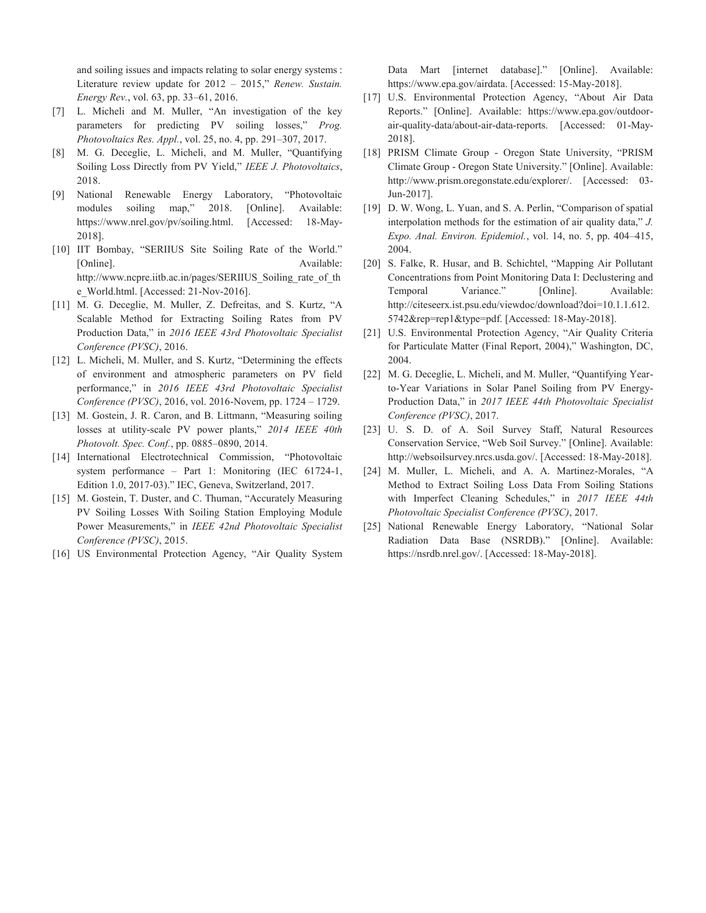and soiling issues and impacts relating to solar energy systems : Literature review update for 2012 – 2015," *Renew. Sustain. Energy Rev.*, vol. 63, pp. 33–61, 2016.

[7] L. Micheli and M. Muller, "An investigation of the key parameters for predicting PV soiling losses," *Prog. Photovoltaics Res. Appl.*, vol. 25, no. 4, pp. 291–307, 2017.

[8] M. G. Deceglie, L. Micheli, and M. Muller, "Quantifying Soiling Loss Directly from PV Yield," *IEEE J. Photovoltaics*, 2018.

[9] National Renewable Energy Laboratory, "Photovoltaic modules soiling map," 2018. [Online]. Available: https://www.nrel.gov/pv/soiling.html. [Accessed: 18-May-2018].

[10] IIT Bombay, "SERIIUS Site Soiling Rate of the World." [Online]. Available: http://www.ncpre.iitb.ac.in/pages/SERIIUS_Soiling_rate_of_the_World.html. [Accessed: 21-Nov-2016].

[11] M. G. Deceglie, M. Muller, Z. Defreitas, and S. Kurtz, "A Scalable Method for Extracting Soiling Rates from PV Production Data," in *2016 IEEE 43rd Photovoltaic Specialist Conference (PVSC)*, 2016.

[12] L. Micheli, M. Muller, and S. Kurtz, "Determining the effects of environment and atmospheric parameters on PV field performance," in *2016 IEEE 43rd Photovoltaic Specialist Conference (PVSC)*, 2016, vol. 2016-Novem, pp. 1724 – 1729.

[13] M. Gostein, J. R. Caron, and B. Littmann, "Measuring soiling losses at utility-scale PV power plants," *2014 IEEE 40th Photovolt. Spec. Conf.*, pp. 0885–0890, 2014.

[14] International Electrotechnical Commission, "Photovoltaic system performance – Part 1: Monitoring (IEC 61724-1, Edition 1.0, 2017-03)." IEC, Geneva, Switzerland, 2017.

[15] M. Gostein, T. Duster, and C. Thuman, "Accurately Measuring PV Soiling Losses With Soiling Station Employing Module Power Measurements," in *IEEE 42nd Photovoltaic Specialist Conference (PVSC)*, 2015.

[16] US Environmental Protection Agency, "Air Quality System Data Mart [internet database]." [Online]. Available: https://www.epa.gov/airdata. [Accessed: 15-May-2018].

[17] U.S. Environmental Protection Agency, "About Air Data Reports." [Online]. Available: https://www.epa.gov/outdoor-air-quality-data/about-air-data-reports. [Accessed: 01-May-2018].

[18] PRISM Climate Group - Oregon State University, "PRISM Climate Group - Oregon State University." [Online]. Available: http://www.prism.oregonstate.edu/explorer/. [Accessed: 03-Jun-2017].

[19] D. W. Wong, L. Yuan, and S. A. Perlin, "Comparison of spatial interpolation methods for the estimation of air quality data," *J. Expo. Anal. Environ. Epidemiol.*, vol. 14, no. 5, pp. 404–415, 2004.

[20] S. Falke, R. Husar, and B. Schichtel, "Mapping Air Pollutant Concentrations from Point Monitoring Data I: Declustering and Temporal Variance." [Online]. Available: http://citeseerx.ist.psu.edu/viewdoc/download?doi=10.1.1.612.5742&rep=rep1&type=pdf. [Accessed: 18-May-2018].

[21] U.S. Environmental Protection Agency, "Air Quality Criteria for Particulate Matter (Final Report, 2004)," Washington, DC, 2004.

[22] M. G. Deceglie, L. Micheli, and M. Muller, "Quantifying Year-to-Year Variations in Solar Panel Soiling from PV Energy-Production Data," in *2017 IEEE 44th Photovoltaic Specialist Conference (PVSC)*, 2017.

[23] U. S. D. of A. Soil Survey Staff, Natural Resources Conservation Service, "Web Soil Survey." [Online]. Available: http://websoilsurvey.nrcs.usda.gov/. [Accessed: 18-May-2018].

[24] M. Muller, L. Micheli, and A. A. Martinez-Morales, "A Method to Extract Soiling Loss Data From Soiling Stations with Imperfect Cleaning Schedules," in *2017 IEEE 44th Photovoltaic Specialist Conference (PVSC)*, 2017.

[25] National Renewable Energy Laboratory, "National Solar Radiation Data Base (NSRDB)." [Online]. Available: https://nsrdb.nrel.gov/. [Accessed: 18-May-2018].